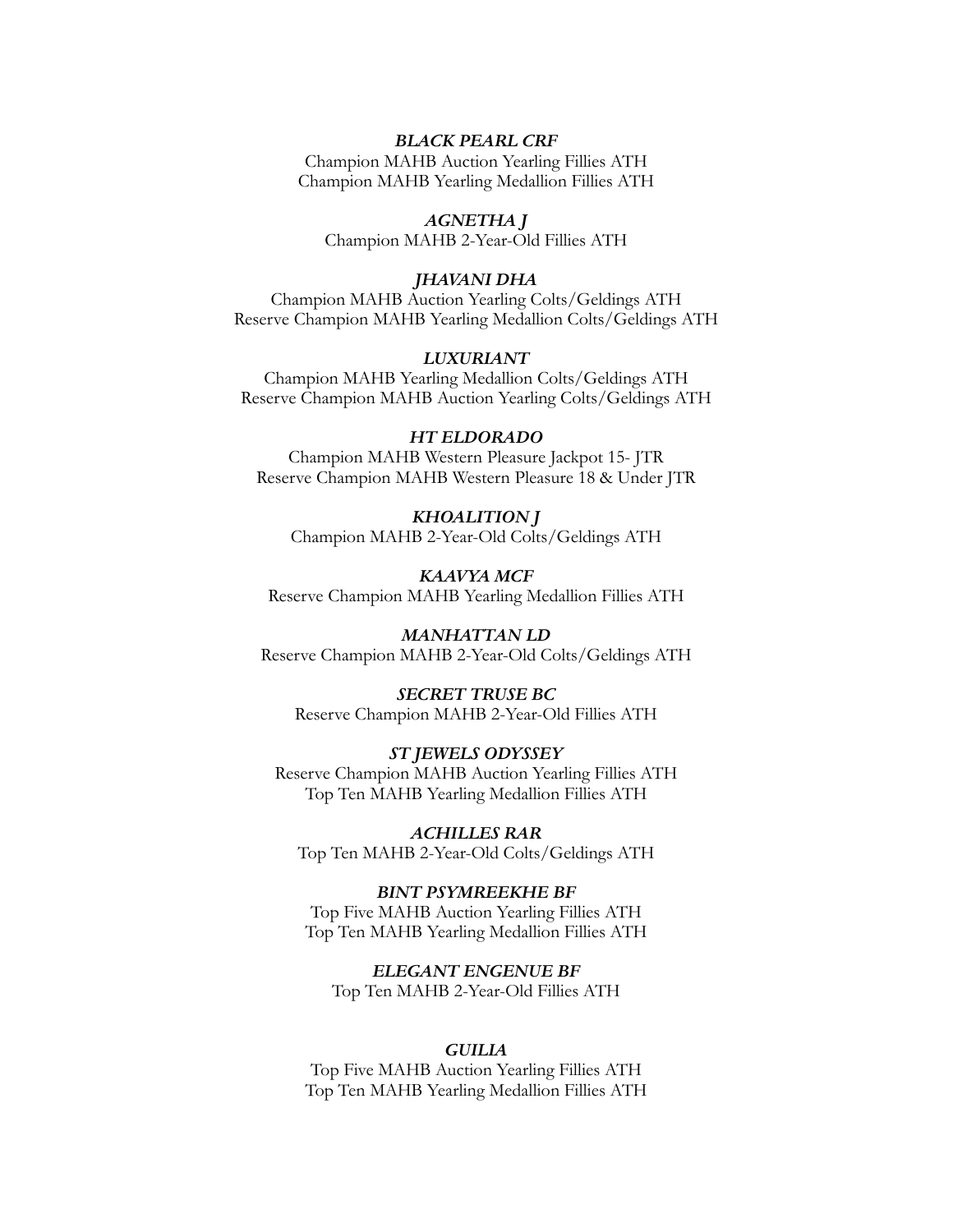***BLACK PEARL CRF***
Champion MAHB Auction Yearling Fillies ATH
Champion MAHB Yearling Medallion Fillies ATH

***AGNETHA J***
Champion MAHB 2-Year-Old Fillies ATH

***JHAVANI DHA***
Champion MAHB Auction Yearling Colts/Geldings ATH
Reserve Champion MAHB Yearling Medallion Colts/Geldings ATH

***LUXURIANT***
Champion MAHB Yearling Medallion Colts/Geldings ATH
Reserve Champion MAHB Auction Yearling Colts/Geldings ATH

***HT ELDORADO***
Champion MAHB Western Pleasure Jackpot 15- JTR
Reserve Champion MAHB Western Pleasure 18 & Under JTR

***KHOALITION J***
Champion MAHB 2-Year-Old Colts/Geldings ATH

***KAAVYA MCF***
Reserve Champion MAHB Yearling Medallion Fillies ATH

***MANHATTAN LD***
Reserve Champion MAHB 2-Year-Old Colts/Geldings ATH

***SECRET TRUSE BC***
Reserve Champion MAHB 2-Year-Old Fillies ATH

***ST JEWELS ODYSSEY***
Reserve Champion MAHB Auction Yearling Fillies ATH
Top Ten MAHB Yearling Medallion Fillies ATH

***ACHILLES RAR***
Top Ten MAHB 2-Year-Old Colts/Geldings ATH

***BINT PSYMREEKHE BF***
Top Five MAHB Auction Yearling Fillies ATH
Top Ten MAHB Yearling Medallion Fillies ATH

***ELEGANT ENGENUE BF***
Top Ten MAHB 2-Year-Old Fillies ATH

***GUILIA***
Top Five MAHB Auction Yearling Fillies ATH
Top Ten MAHB Yearling Medallion Fillies ATH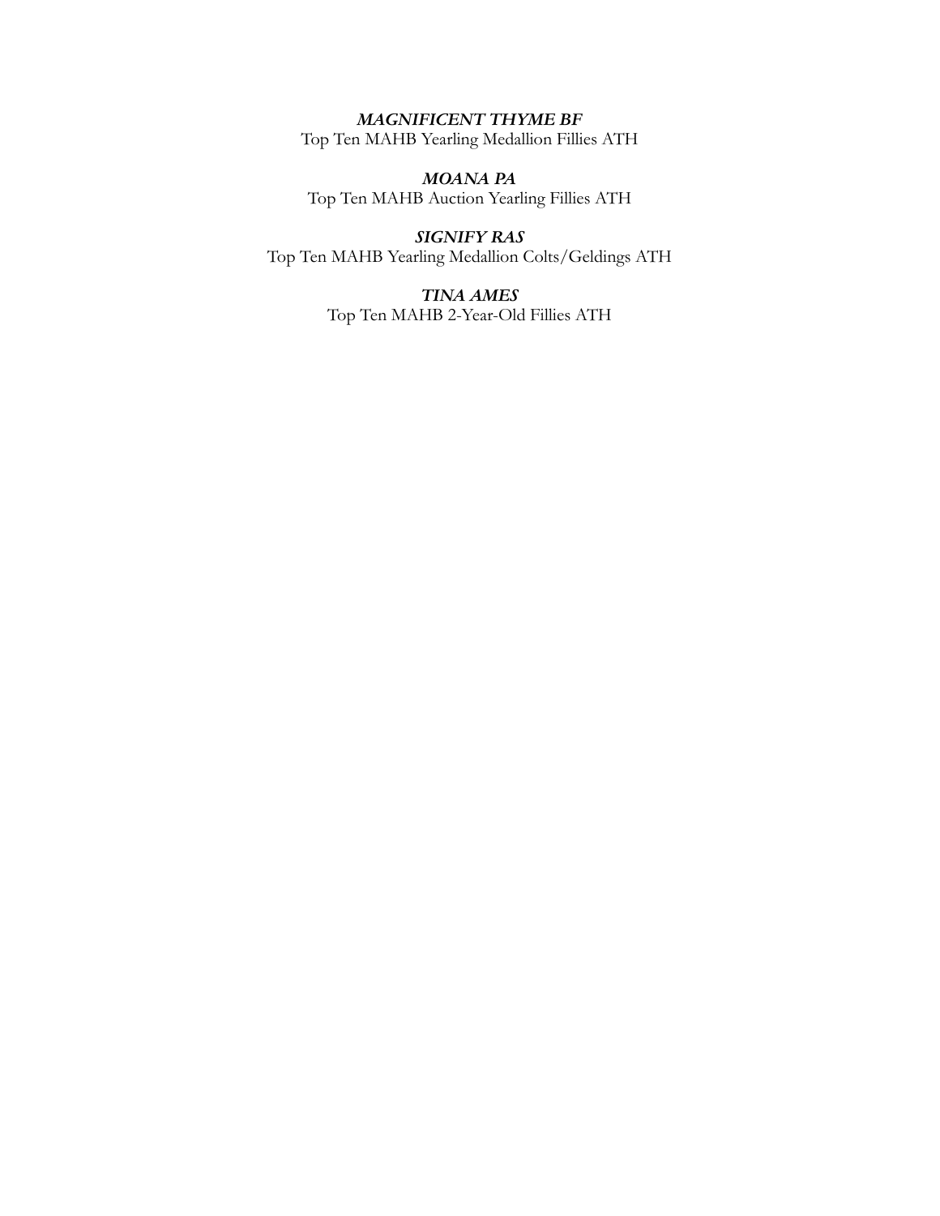***MAGNIFICENT THYME BF***
Top Ten MAHB Yearling Medallion Fillies ATH

***MOANA PA***
Top Ten MAHB Auction Yearling Fillies ATH

***SIGNIFY RAS***
Top Ten MAHB Yearling Medallion Colts/Geldings ATH

***TINA AMES***
Top Ten MAHB 2-Year-Old Fillies ATH